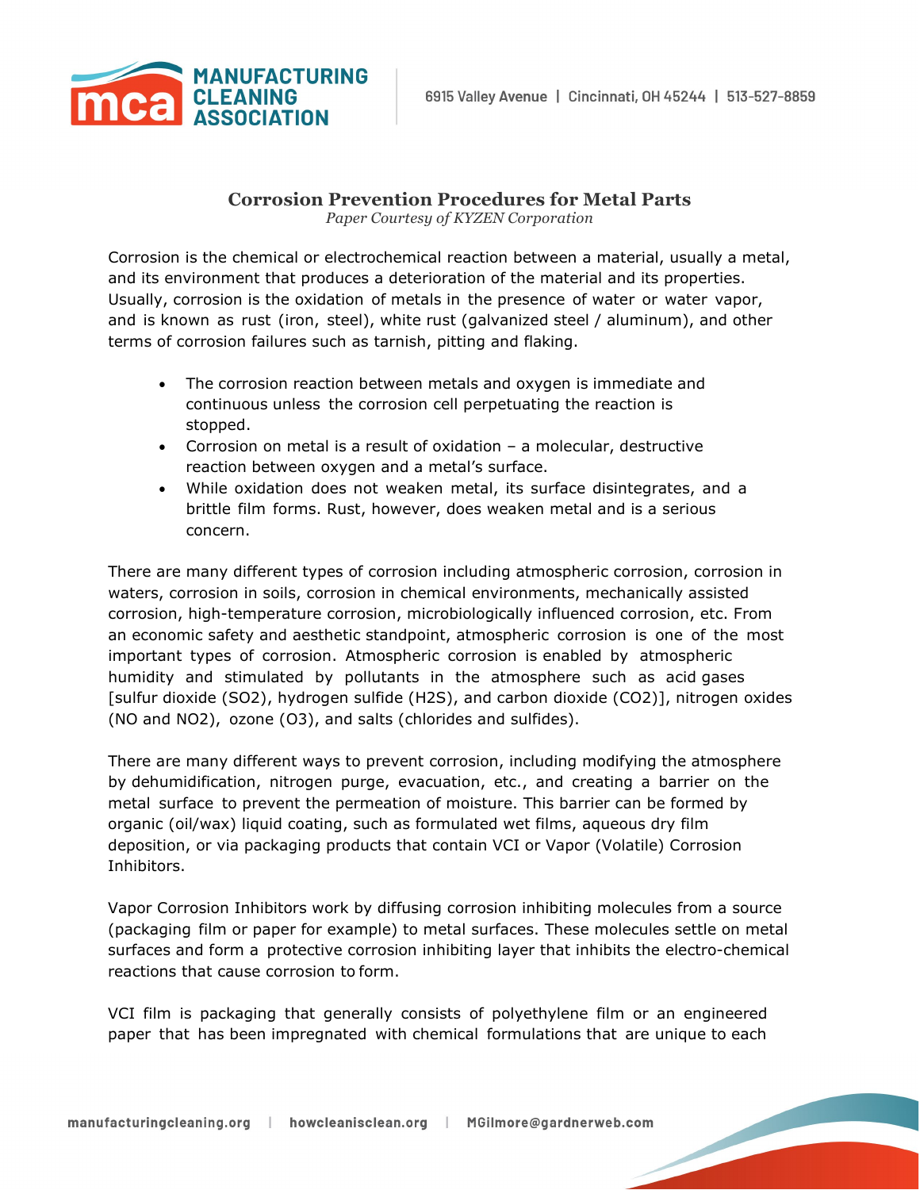# Corrosion Prevention Procedures for Metal Parts

*Paper Courtesy of KYZEN Corporation*

Corrosion is the chemical or electrochemical reaction between a material, usually a metal, and its environment that produces a deterioration of the material and its properties. Usually, corrosion is the oxidation of metals in the presence of water or water vapor, and is known as rust (iron, steel), white rust (galvanized steel / aluminum), and other terms of corrosion failures such as tarnish, pitting and flaking.

- The corrosion reaction between metals and oxygen is immediate and continuous unless the corrosion cell perpetuating the reaction is stopped.
- Corrosion on metal is a result of oxidation – a molecular, destructive reaction between oxygen and a metal's surface.
- While oxidation does not weaken metal, its surface disintegrates, and a brittle film forms. Rust, however, does weaken metal and is a serious concern.

There are many different types of corrosion including atmospheric corrosion, corrosion in waters, corrosion in soils, corrosion in chemical environments, mechanically assisted corrosion, high-temperature corrosion, microbiologically influenced corrosion, etc. From an economic safety and aesthetic standpoint, atmospheric corrosion is one of the most important types of corrosion. Atmospheric corrosion is enabled by atmospheric humidity and stimulated by pollutants in the atmosphere such as acid gases [sulfur dioxide ($SO_2$), hydrogen sulfide ($H_2S$), and carbon dioxide ($CO_2$)], nitrogen oxides ($NO$ and $NO_2$), ozone ($O_3$), and salts (chlorides and sulfides).

There are many different ways to prevent corrosion, including modifying the atmosphere by dehumidification, nitrogen purge, evacuation, etc., and creating a barrier on the metal surface to prevent the permeation of moisture. This barrier can be formed by organic (oil/wax) liquid coating, such as formulated wet films, aqueous dry film deposition, or via packaging products that contain VCI or Vapor (Volatile) Corrosion Inhibitors.

Vapor Corrosion Inhibitors work by diffusing corrosion inhibiting molecules from a source (packaging film or paper for example) to metal surfaces. These molecules settle on metal surfaces and form a protective corrosion inhibiting layer that inhibits the electro-chemical reactions that cause corrosion to form.

VCI film is packaging that generally consists of polyethylene film or an engineered paper that has been impregnated with chemical formulations that are unique to each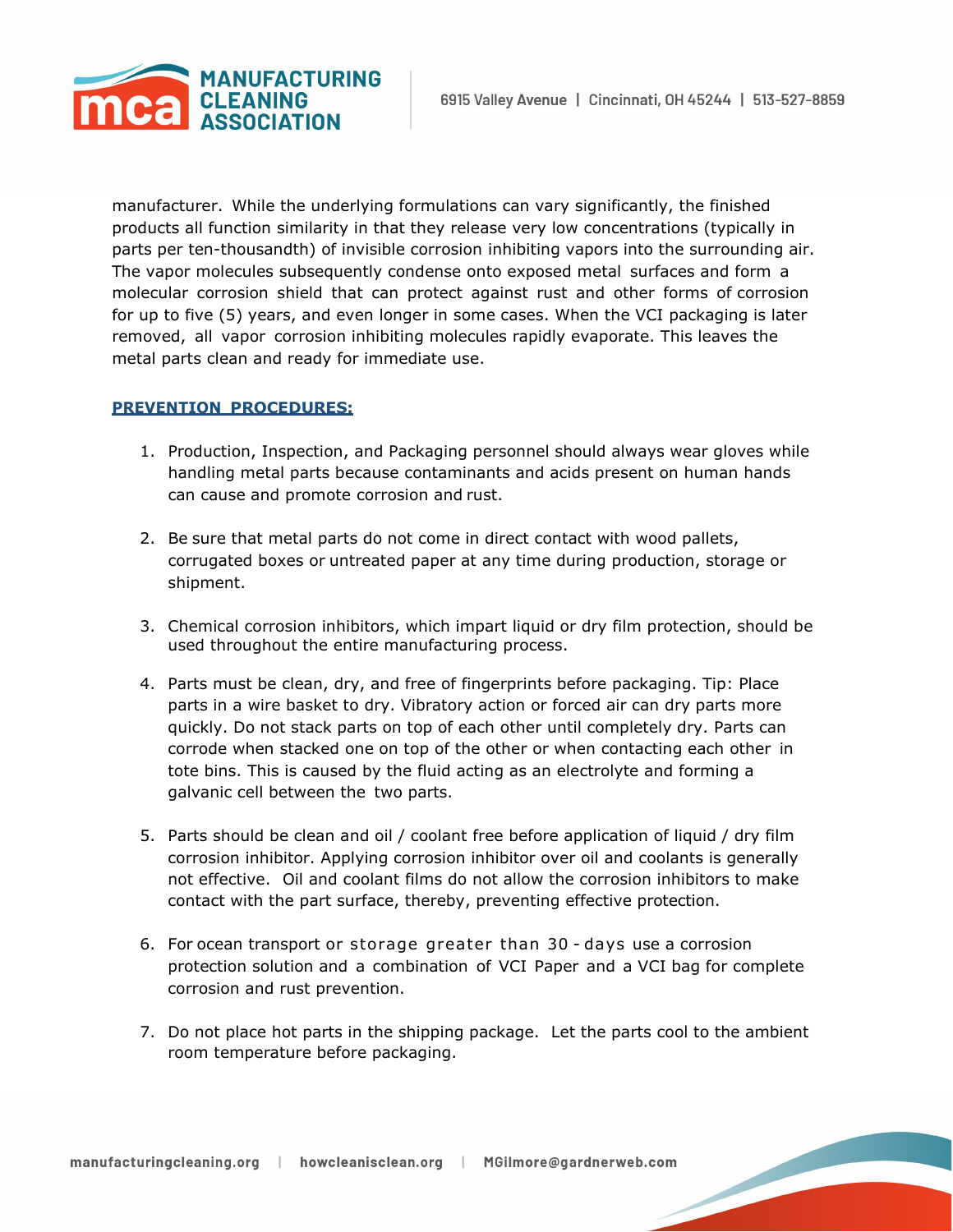manufacturer. While the underlying formulations can vary significantly, the finished products all function similarity in that they release very low concentrations (typically in parts per ten-thousandth) of invisible corrosion inhibiting vapors into the surrounding air. The vapor molecules subsequently condense onto exposed metal surfaces and form a molecular corrosion shield that can protect against rust and other forms of corrosion for up to five (5) years, and even longer in some cases. When the VCI packaging is later removed, all vapor corrosion inhibiting molecules rapidly evaporate. This leaves the metal parts clean and ready for immediate use.

## PREVENTION PROCEDURES:

1. Production, Inspection, and Packaging personnel should always wear gloves while handling metal parts because contaminants and acids present on human hands can cause and promote corrosion and rust.

2. Be sure that metal parts do not come in direct contact with wood pallets, corrugated boxes or untreated paper at any time during production, storage or shipment.

3. Chemical corrosion inhibitors, which impart liquid or dry film protection, should be used throughout the entire manufacturing process.

4. Parts must be clean, dry, and free of fingerprints before packaging. Tip: Place parts in a wire basket to dry. Vibratory action or forced air can dry parts more quickly. Do not stack parts on top of each other until completely dry. Parts can corrode when stacked one on top of the other or when contacting each other in tote bins. This is caused by the fluid acting as an electrolyte and forming a galvanic cell between the two parts.

5. Parts should be clean and oil / coolant free before application of liquid / dry film corrosion inhibitor. Applying corrosion inhibitor over oil and coolants is generally not effective. Oil and coolant films do not allow the corrosion inhibitors to make contact with the part surface, thereby, preventing effective protection.

6. For ocean transport or storage greater than 30 - days use a corrosion protection solution and a combination of VCI Paper and a VCI bag for complete corrosion and rust prevention.

7. Do not place hot parts in the shipping package. Let the parts cool to the ambient room temperature before packaging.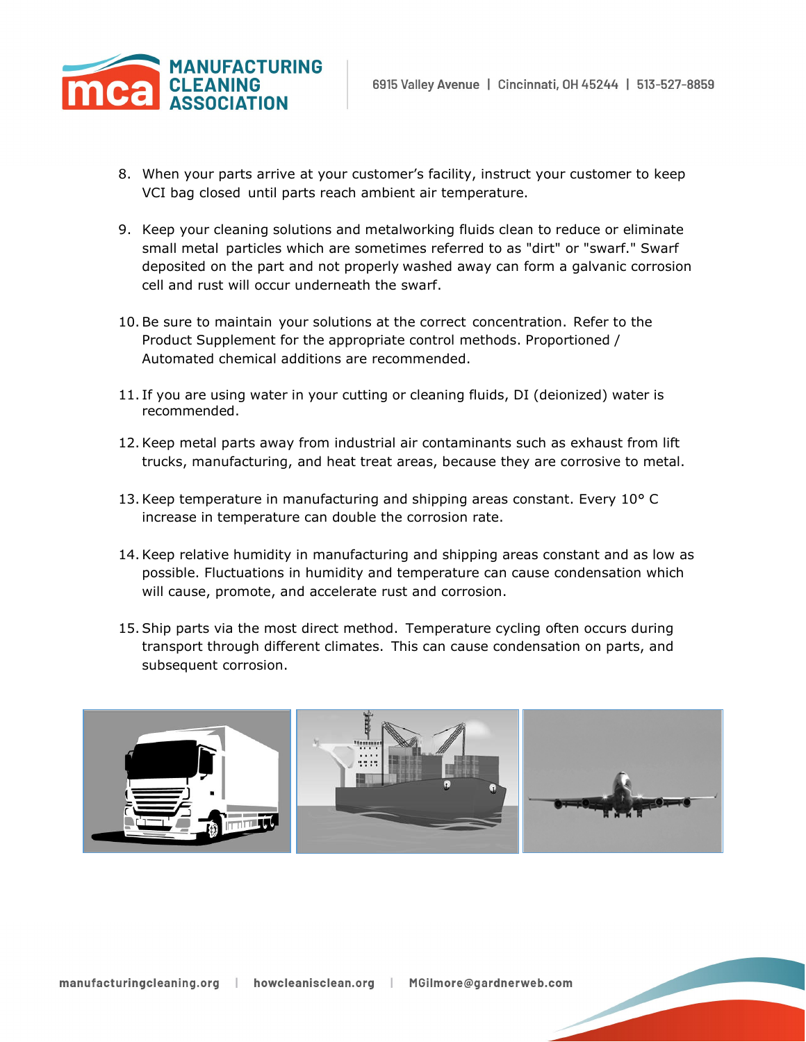8. When your parts arrive at your customer's facility, instruct your customer to keep VCI bag closed until parts reach ambient air temperature.

9. Keep your cleaning solutions and metalworking fluids clean to reduce or eliminate small metal particles which are sometimes referred to as "dirt" or "swarf." Swarf deposited on the part and not properly washed away can form a galvanic corrosion cell and rust will occur underneath the swarf.

10. Be sure to maintain your solutions at the correct concentration. Refer to the Product Supplement for the appropriate control methods. Proportioned / Automated chemical additions are recommended.

11. If you are using water in your cutting or cleaning fluids, DI (deionized) water is recommended.

12. Keep metal parts away from industrial air contaminants such as exhaust from lift trucks, manufacturing, and heat treat areas, because they are corrosive to metal.

13. Keep temperature in manufacturing and shipping areas constant. Every 10° C increase in temperature can double the corrosion rate.

14. Keep relative humidity in manufacturing and shipping areas constant and as low as possible. Fluctuations in humidity and temperature can cause condensation which will cause, promote, and accelerate rust and corrosion.

15. Ship parts via the most direct method. Temperature cycling often occurs during transport through different climates. This can cause condensation on parts, and subsequent corrosion.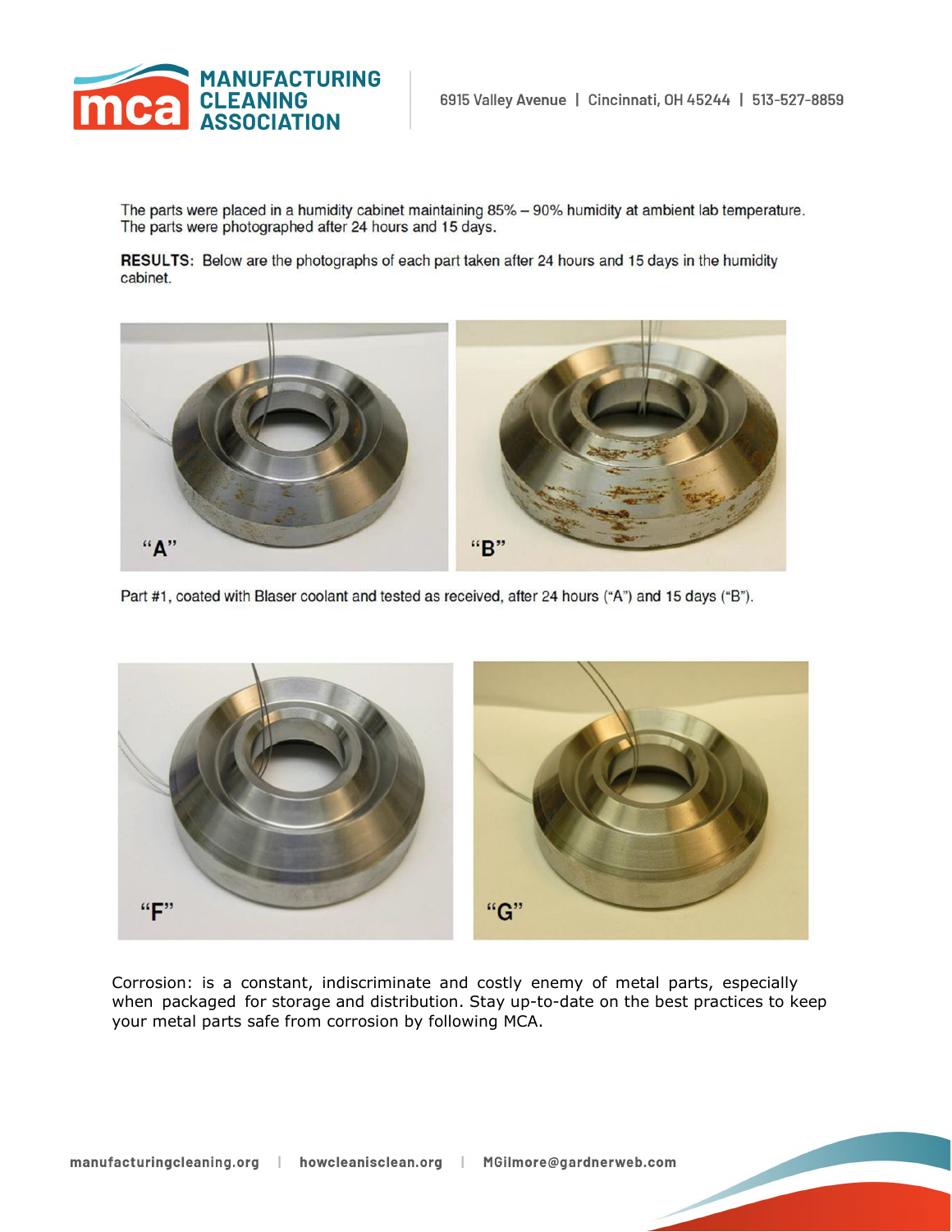The parts were placed in a humidity cabinet maintaining 85% – 90% humidity at ambient lab temperature. The parts were photographed after 24 hours and 15 days.

**RESULTS:** Below are the photographs of each part taken after 24 hours and 15 days in the humidity cabinet.

"A"

"B"

Part #1, coated with Blaser coolant and tested as received, after 24 hours ("A") and 15 days ("B").

"F"

"G"

Corrosion: is a constant, indiscriminate and costly enemy of metal parts, especially when packaged for storage and distribution. Stay up-to-date on the best practices to keep your metal parts safe from corrosion by following MCA.